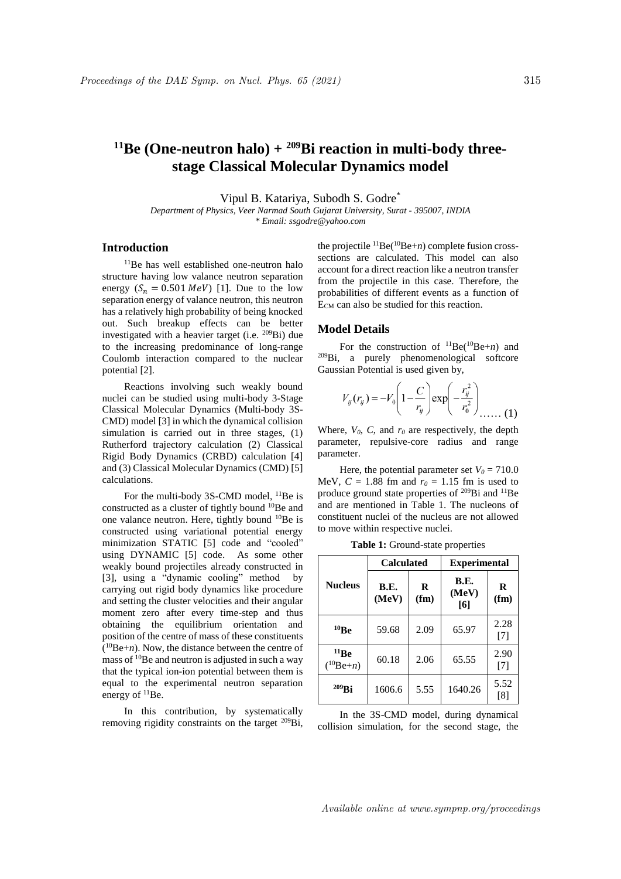#  $^{11}$Be (One-neutron halo) + $^{209}$Bi reaction in multi-body three-stage Classical Molecular Dynamics model

Vipul B. Katariya, Subodh S. Godre*

*Department of Physics, Veer Narmad South Gujarat University, Surat - 395007, INDIA*
*\* Email: ssgodre@yahoo.com*

## Introduction

$^{11}$Be has well established one-neutron halo structure having low valance neutron separation energy ($S_n = 0.501\ MeV$) [1]. Due to the low separation energy of valance neutron, this neutron has a relatively high probability of being knocked out. Such breakup effects can be better investigated with a heavier target (i.e. $^{209}$Bi) due to the increasing predominance of long-range Coulomb interaction compared to the nuclear potential [2].

Reactions involving such weakly bound nuclei can be studied using multi-body 3-Stage Classical Molecular Dynamics (Multi-body 3S-CMD) model [3] in which the dynamical collision simulation is carried out in three stages, (1) Rutherford trajectory calculation (2) Classical Rigid Body Dynamics (CRBD) calculation [4] and (3) Classical Molecular Dynamics (CMD) [5] calculations.

For the multi-body 3S-CMD model, $^{11}$Be is constructed as a cluster of tightly bound $^{10}$Be and one valance neutron. Here, tightly bound $^{10}$Be is constructed using variational potential energy minimization STATIC [5] code and "cooled" using DYNAMIC [5] code. As some other weakly bound projectiles already constructed in [3], using a "dynamic cooling" method by carrying out rigid body dynamics like procedure and setting the cluster velocities and their angular moment zero after every time-step and thus obtaining the equilibrium orientation and position of the centre of mass of these constituents ($^{10}$Be+$n$). Now, the distance between the centre of mass of $^{10}$Be and neutron is adjusted in such a way that the typical ion-ion potential between them is equal to the experimental neutron separation energy of $^{11}$Be.

In this contribution, by systematically removing rigidity constraints on the target $^{209}$Bi, the projectile $^{11}$Be($^{10}$Be+$n$) complete fusion cross-sections are calculated. This model can also account for a direct reaction like a neutron transfer from the projectile in this case. Therefore, the probabilities of different events as a function of $E_{CM}$ can also be studied for this reaction.

## Model Details

For the construction of $^{11}$Be($^{10}$Be+$n$) and $^{209}$Bi, a purely phenomenological softcore Gaussian Potential is used given by,

$$V_{ij}(r_{ij}) = -V_0\left(1 - \frac{C}{r_{ij}}\right)\exp\left(-\frac{r_{ij}^2}{r_0^2}\right) \quad \ldots\ldots (1)$$

Where, $V_0$, $C$, and $r_0$ are respectively, the depth parameter, repulsive-core radius and range parameter.

Here, the potential parameter set $V_0 = 710.0$ MeV, $C = 1.88$ fm and $r_0 = 1.15$ fm is used to produce ground state properties of $^{209}$Bi and $^{11}$Be and are mentioned in Table 1. The nucleons of constituent nuclei of the nucleus are not allowed to move within respective nuclei.

**Table 1:** Ground-state properties

| Nucleus | Calculated | | Experimental | |
|---|---|---|---|---|
| | B.E. (MeV) | R (fm) | B.E. (MeV) [6] | R (fm) |
| $^{10}$Be | 59.68 | 2.09 | 65.97 | 2.28 [7] |
| $^{11}$Be ($^{10}$Be+$n$) | 60.18 | 2.06 | 65.55 | 2.90 [7] |
| $^{209}$Bi | 1606.6 | 5.55 | 1640.26 | 5.52 [8] |

In the 3S-CMD model, during dynamical collision simulation, for the second stage, the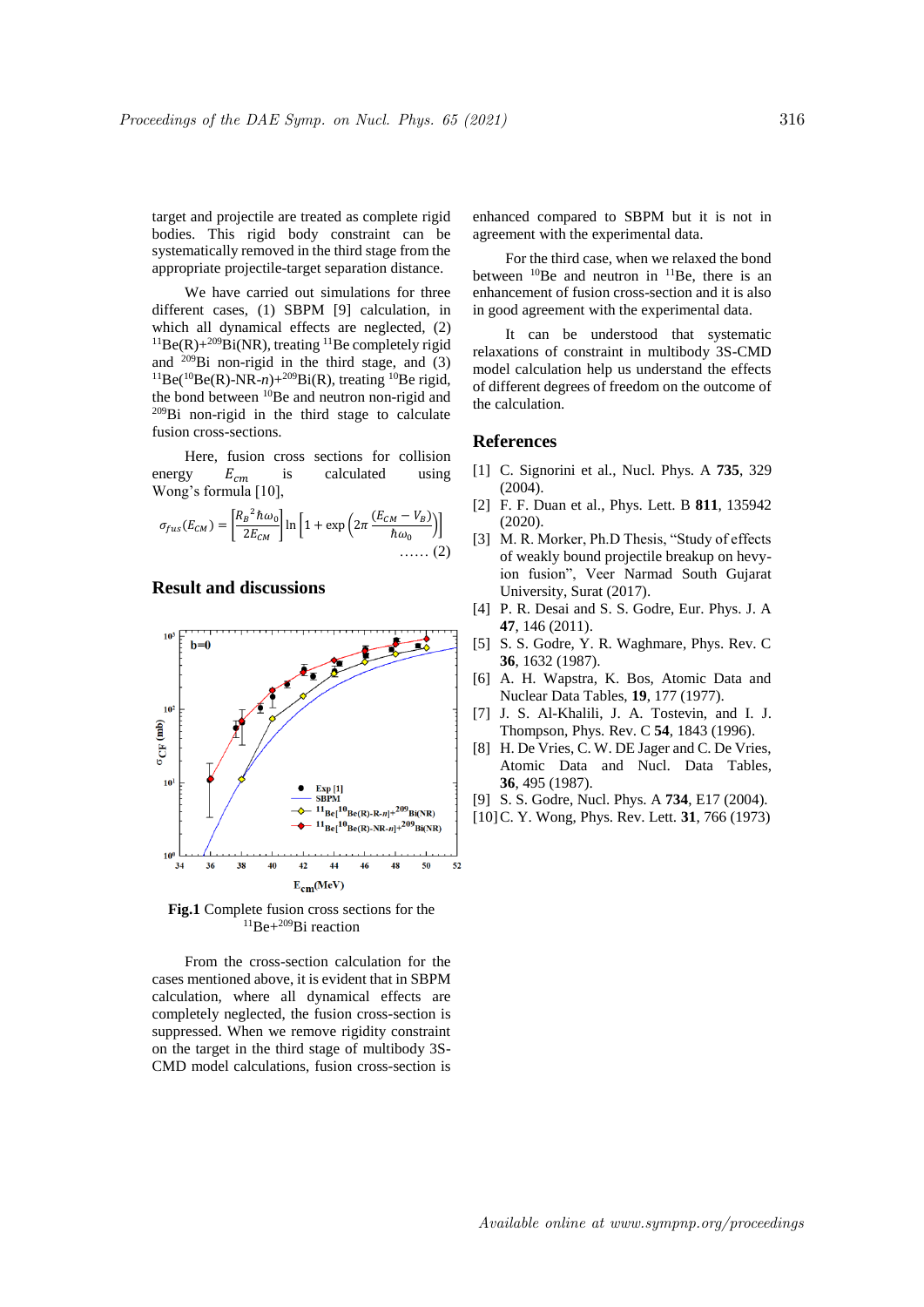target and projectile are treated as complete rigid bodies. This rigid body constraint can be systematically removed in the third stage from the appropriate projectile-target separation distance.

We have carried out simulations for three different cases, (1) SBPM [9] calculation, in which all dynamical effects are neglected, (2) $^{11}$Be(R)+$^{209}$Bi(NR), treating $^{11}$Be completely rigid and $^{209}$Bi non-rigid in the third stage, and (3) $^{11}$Be($^{10}$Be(R)-NR-*n*)+$^{209}$Bi(R), treating $^{10}$Be rigid, the bond between $^{10}$Be and neutron non-rigid and $^{209}$Bi non-rigid in the third stage to calculate fusion cross-sections.

Here, fusion cross sections for collision energy $E_{cm}$ is calculated using Wong's formula [10],

$$\sigma_{fus}(E_{CM}) = \left[\frac{R_B{}^2 \hbar\omega_0}{2E_{CM}}\right] \ln\left[1 + \exp\left(2\pi\,\frac{(E_{CM} - V_B)}{\hbar\omega_0}\right)\right] \quad \ldots\ldots (2)$$

## Result and discussions

b=0

$\sigma_{CF}$ (mb)

$10^0$ $10^1$ $10^2$ $10^3$

34 36 38 40 42 44 46 48 50 52

$E_{cm}$(MeV)

Exp [1]
SBPM
$^{11}$Be[$^{10}$Be(R)-R-*n*]+$^{209}$Bi(NR)
$^{11}$Be[$^{10}$Be(R)-NR-*n*]+$^{209}$Bi(NR)

**Fig.1** Complete fusion cross sections for the $^{11}$Be+$^{209}$Bi reaction

From the cross-section calculation for the cases mentioned above, it is evident that in SBPM calculation, where all dynamical effects are completely neglected, the fusion cross-section is suppressed. When we remove rigidity constraint on the target in the third stage of multibody 3S-CMD model calculations, fusion cross-section is enhanced compared to SBPM but it is not in agreement with the experimental data.

For the third case, when we relaxed the bond between $^{10}$Be and neutron in $^{11}$Be, there is an enhancement of fusion cross-section and it is also in good agreement with the experimental data.

It can be understood that systematic relaxations of constraint in multibody 3S-CMD model calculation help us understand the effects of different degrees of freedom on the outcome of the calculation.

## References

[1] C. Signorini et al., Nucl. Phys. A **735**, 329 (2004).

[2] F. F. Duan et al., Phys. Lett. B **811**, 135942 (2020).

[3] M. R. Morker, Ph.D Thesis, "Study of effects of weakly bound projectile breakup on hevy-ion fusion", Veer Narmad South Gujarat University, Surat (2017).

[4] P. R. Desai and S. S. Godre, Eur. Phys. J. A **47**, 146 (2011).

[5] S. S. Godre, Y. R. Waghmare, Phys. Rev. C **36**, 1632 (1987).

[6] A. H. Wapstra, K. Bos, Atomic Data and Nuclear Data Tables, **19**, 177 (1977).

[7] J. S. Al-Khalili, J. A. Tostevin, and I. J. Thompson, Phys. Rev. C **54**, 1843 (1996).

[8] H. De Vries, C. W. DE Jager and C. De Vries, Atomic Data and Nucl. Data Tables, **36**, 495 (1987).

[9] S. S. Godre, Nucl. Phys. A **734**, E17 (2004).

[10] C. Y. Wong, Phys. Rev. Lett. **31**, 766 (1973)